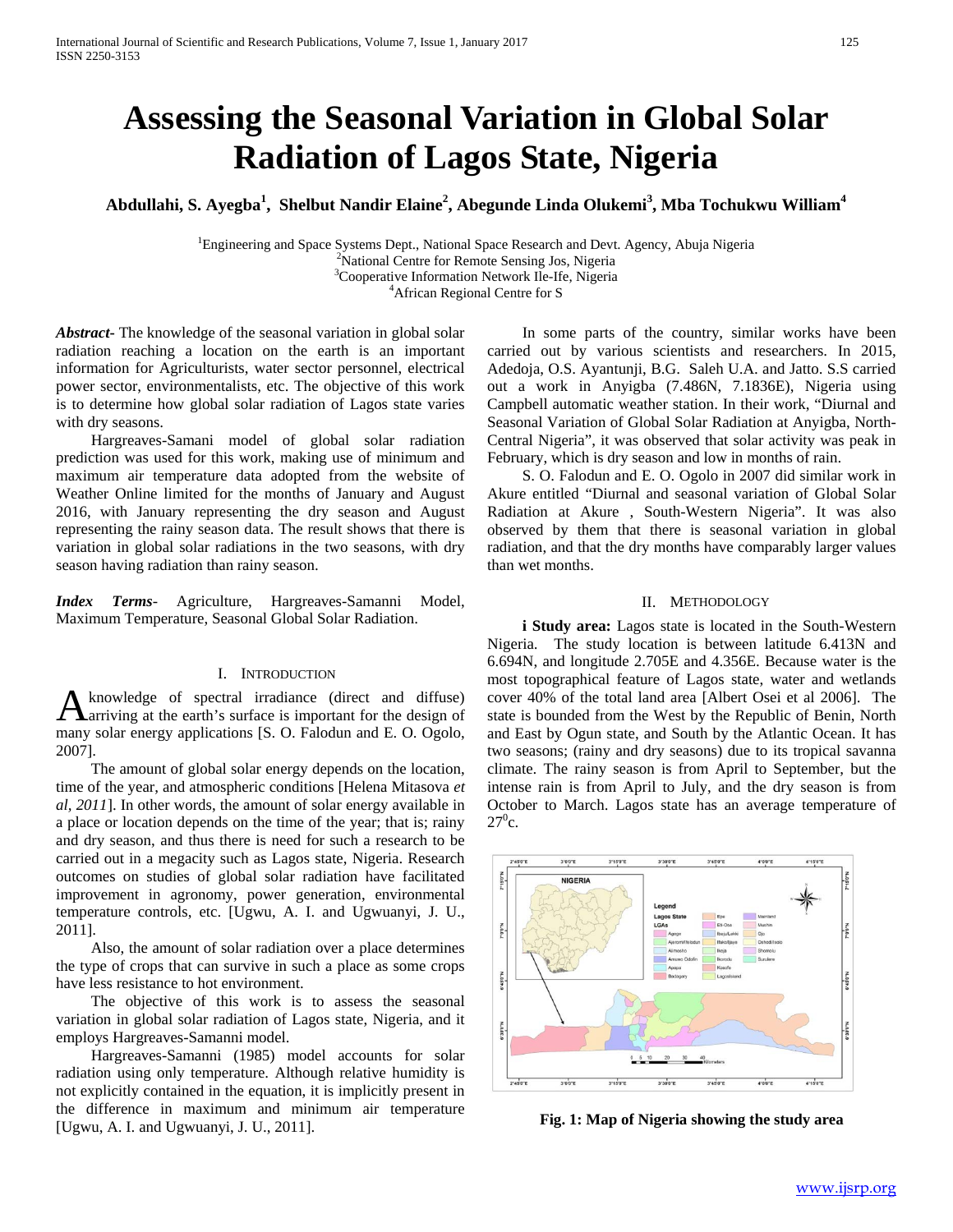# Assessing the Seasonal Variation in Global Solar Radiation of Lagos State, Nigeria

**Abdullahi, S. Ayegba[1], Shelbut Nandir Elaine[2], Abegunde Linda Olukemi[3], Mba Tochukwu William[4]**

[1]Engineering and Space Systems Dept., National Space Research and Devt. Agency, Abuja Nigeria
[2]National Centre for Remote Sensing Jos, Nigeria
[3]Cooperative Information Network Ile-Ife, Nigeria
[4]African Regional Centre for S

***Abstract***- The knowledge of the seasonal variation in global solar radiation reaching a location on the earth is an important information for Agriculturists, water sector personnel, electrical power sector, environmentalists, etc. The objective of this work is to determine how global solar radiation of Lagos state varies with dry seasons.

Hargreaves-Samani model of global solar radiation prediction was used for this work, making use of minimum and maximum air temperature data adopted from the website of Weather Online limited for the months of January and August 2016, with January representing the dry season and August representing the rainy season data. The result shows that there is variation in global solar radiations in the two seasons, with dry season having radiation than rainy season.

***Index Terms***- Agriculture, Hargreaves-Samanni Model, Maximum Temperature, Seasonal Global Solar Radiation.

## I. Introduction

A knowledge of spectral irradiance (direct and diffuse) arriving at the earth's surface is important for the design of many solar energy applications [S. O. Falodun and E. O. Ogolo, 2007].

The amount of global solar energy depends on the location, time of the year, and atmospheric conditions [Helena Mitasova *et al, 2011*]. In other words, the amount of solar energy available in a place or location depends on the time of the year; that is; rainy and dry season, and thus there is need for such a research to be carried out in a megacity such as Lagos state, Nigeria. Research outcomes on studies of global solar radiation have facilitated improvement in agronomy, power generation, environmental temperature controls, etc. [Ugwu, A. I. and Ugwuanyi, J. U., 2011].

Also, the amount of solar radiation over a place determines the type of crops that can survive in such a place as some crops have less resistance to hot environment.

The objective of this work is to assess the seasonal variation in global solar radiation of Lagos state, Nigeria, and it employs Hargreaves-Samanni model.

Hargreaves-Samanni (1985) model accounts for solar radiation using only temperature. Although relative humidity is not explicitly contained in the equation, it is implicitly present in the difference in maximum and minimum air temperature [Ugwu, A. I. and Ugwuanyi, J. U., 2011].

In some parts of the country, similar works have been carried out by various scientists and researchers. In 2015, Adedoja, O.S. Ayantunji, B.G. Saleh U.A. and Jatto. S.S carried out a work in Anyigba (7.486N, 7.1836E), Nigeria using Campbell automatic weather station. In their work, "Diurnal and Seasonal Variation of Global Solar Radiation at Anyigba, North-Central Nigeria", it was observed that solar activity was peak in February, which is dry season and low in months of rain.

S. O. Falodun and E. O. Ogolo in 2007 did similar work in Akure entitled "Diurnal and seasonal variation of Global Solar Radiation at Akure , South-Western Nigeria". It was also observed by them that there is seasonal variation in global radiation, and that the dry months have comparably larger values than wet months.

## II. Methodology

**i Study area:** Lagos state is located in the South-Western Nigeria. The study location is between latitude 6.413N and 6.694N, and longitude 2.705E and 4.356E. Because water is the most topographical feature of Lagos state, water and wetlands cover 40% of the total land area [Albert Osei et al 2006]. The state is bounded from the West by the Republic of Benin, North and East by Ogun state, and South by the Atlantic Ocean. It has two seasons; (rainy and dry seasons) due to its tropical savanna climate. The rainy season is from April to September, but the intense rain is from April to July, and the dry season is from October to March. Lagos state has an average temperature of $27^0$c.

**Fig. 1: Map of Nigeria showing the study area**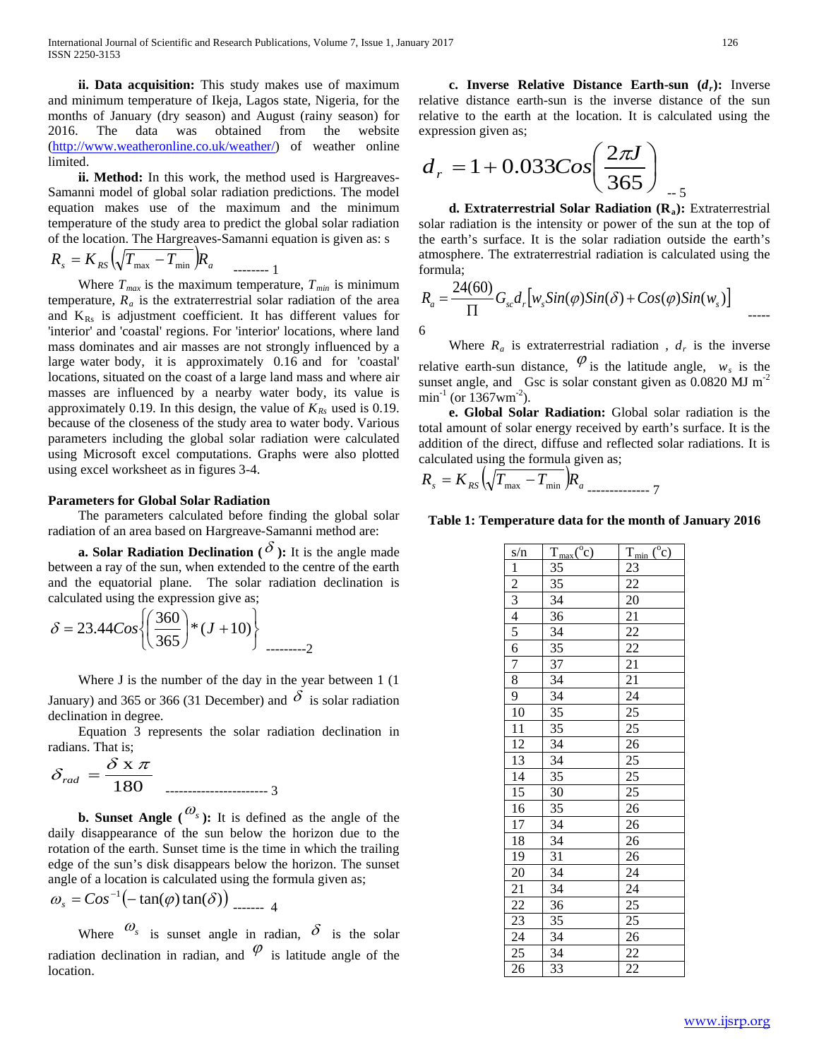**ii. Data acquisition:** This study makes use of maximum and minimum temperature of Ikeja, Lagos state, Nigeria, for the months of January (dry season) and August (rainy season) for 2016. The data was obtained from the website (http://www.weatheronline.co.uk/weather/) of weather online limited.

**ii. Method:** In this work, the method used is Hargreaves-Samanni model of global solar radiation predictions. The model equation makes use of the maximum and the minimum temperature of the study area to predict the global solar radiation of the location. The Hargreaves-Samanni equation is given as: s

$$R_s = K_{RS}\left(\sqrt{T_{\max} - T_{\min}}\right)R_a \quad \text{-------- 1}$$

Where $T_{max}$ is the maximum temperature, $T_{min}$ is minimum temperature, $R_a$ is the extraterrestrial solar radiation of the area and $K_{Rs}$ is adjustment coefficient. It has different values for 'interior' and 'coastal' regions. For 'interior' locations, where land mass dominates and air masses are not strongly influenced by a large water body, it is approximately 0.16 and for 'coastal' locations, situated on the coast of a large land mass and where air masses are influenced by a nearby water body, its value is approximately 0.19. In this design, the value of $K_{Rs}$ used is 0.19. because of the closeness of the study area to water body. Various parameters including the global solar radiation were calculated using Microsoft excel computations. Graphs were also plotted using excel worksheet as in figures 3-4.

**Parameters for Global Solar Radiation**

The parameters calculated before finding the global solar radiation of an area based on Hargreave-Samanni method are:

**a. Solar Radiation Declination ($\delta$):** It is the angle made between a ray of the sun, when extended to the centre of the earth and the equatorial plane. The solar radiation declination is calculated using the expression give as;

$$\delta = 23.44Cos\left\{\left(\frac{360}{365}\right)*(J+10)\right\} \quad \text{---------2}$$

Where J is the number of the day in the year between 1 (1 January) and 365 or 366 (31 December) and $\delta$ is solar radiation declination in degree.

Equation 3 represents the solar radiation declination in radians. That is;

$$\delta_{rad} = \frac{\delta \text{ x } \pi}{180} \quad \text{---------------------- 3}$$

**b. Sunset Angle ($\omega_s$):** It is defined as the angle of the daily disappearance of the sun below the horizon due to the rotation of the earth. Sunset time is the time in which the trailing edge of the sun's disk disappears below the horizon. The sunset angle of a location is calculated using the formula given as;

$$\omega_s = Cos^{-1}\left(-\tan(\varphi)\tan(\delta)\right) \quad \text{------- 4}$$

Where $\omega_s$ is sunset angle in radian, $\delta$ is the solar radiation declination in radian, and $\varphi$ is latitude angle of the location.

**c. Inverse Relative Distance Earth-sun ($d_r$):** Inverse relative distance earth-sun is the inverse distance of the sun relative to the earth at the location. It is calculated using the expression given as;

$$d_r = 1 + 0.033Cos\left(\frac{2\pi J}{365}\right) \quad \text{-- 5}$$

**d. Extraterrestrial Solar Radiation ($R_a$):** Extraterrestrial solar radiation is the intensity or power of the sun at the top of the earth's surface. It is the solar radiation outside the earth's atmosphere. The extraterrestrial radiation is calculated using the formula;

$$R_a = \frac{24(60)}{\Pi} G_{sc} d_r\left[w_s Sin(\varphi)Sin(\delta) + Cos(\varphi)Sin(w_s)\right] \quad \text{----- 6}$$

Where $R_a$ is extraterrestrial radiation , $d_r$ is the inverse relative earth-sun distance, $\varphi$ is the latitude angle, $w_s$ is the sunset angle, and Gsc is solar constant given as 0.0820 MJ $m^{-2}$ $min^{-1}$ (or 1367$wm^{-2}$).

**e. Global Solar Radiation:** Global solar radiation is the total amount of solar energy received by earth's surface. It is the addition of the direct, diffuse and reflected solar radiations. It is calculated using the formula given as;

$$R_s = K_{RS}\left(\sqrt{T_{\max} - T_{\min}}\right)R_a \quad \text{------------- 7}$$

**Table 1: Temperature data for the month of January 2016**

| s/n | $T_{max}$(°c) | $T_{min}$ (°c) |
|---|---|---|
| 1 | 35 | 23 |
| 2 | 35 | 22 |
| 3 | 34 | 20 |
| 4 | 36 | 21 |
| 5 | 34 | 22 |
| 6 | 35 | 22 |
| 7 | 37 | 21 |
| 8 | 34 | 21 |
| 9 | 34 | 24 |
| 10 | 35 | 25 |
| 11 | 35 | 25 |
| 12 | 34 | 26 |
| 13 | 34 | 25 |
| 14 | 35 | 25 |
| 15 | 30 | 25 |
| 16 | 35 | 26 |
| 17 | 34 | 26 |
| 18 | 34 | 26 |
| 19 | 31 | 26 |
| 20 | 34 | 24 |
| 21 | 34 | 24 |
| 22 | 36 | 25 |
| 23 | 35 | 25 |
| 24 | 34 | 26 |
| 25 | 34 | 22 |
| 26 | 33 | 22 |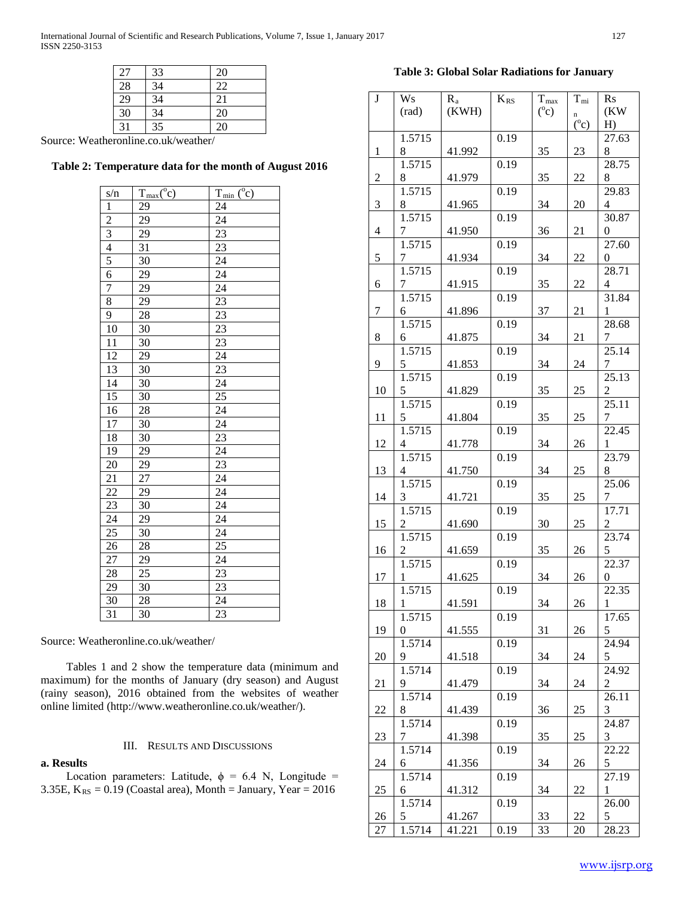| 27 | 33 | 20 |
|---|---|---|
| 28 | 34 | 22 |
| 29 | 34 | 21 |
| 30 | 34 | 20 |
| 31 | 35 | 20 |

Source: Weatheronline.co.uk/weather/

**Table 2: Temperature data for the month of August 2016**

| s/n | $T_{max}$(°c) | $T_{min}$ (°c) |
|---|---|---|
| 1 | 29 | 24 |
| 2 | 29 | 24 |
| 3 | 29 | 23 |
| 4 | 31 | 23 |
| 5 | 30 | 24 |
| 6 | 29 | 24 |
| 7 | 29 | 24 |
| 8 | 29 | 23 |
| 9 | 28 | 23 |
| 10 | 30 | 23 |
| 11 | 30 | 23 |
| 12 | 29 | 24 |
| 13 | 30 | 23 |
| 14 | 30 | 24 |
| 15 | 30 | 25 |
| 16 | 28 | 24 |
| 17 | 30 | 24 |
| 18 | 30 | 23 |
| 19 | 29 | 24 |
| 20 | 29 | 23 |
| 21 | 27 | 24 |
| 22 | 29 | 24 |
| 23 | 30 | 24 |
| 24 | 29 | 24 |
| 25 | 30 | 24 |
| 26 | 28 | 25 |
| 27 | 29 | 24 |
| 28 | 25 | 23 |
| 29 | 30 | 23 |
| 30 | 28 | 24 |
| 31 | 30 | 23 |

Source: Weatheronline.co.uk/weather/

Tables 1 and 2 show the temperature data (minimum and maximum) for the months of January (dry season) and August (rainy season), 2016 obtained from the websites of weather online limited (http://www.weatheronline.co.uk/weather/).

## III. Results and Discussions

### a. Results

Location parameters: Latitude, $\phi$ = 6.4 N, Longitude = 3.35E, $K_{RS}$ = 0.19 (Coastal area), Month = January, Year = 2016

**Table 3: Global Solar Radiations for January**

| J | Ws (rad) | $R_a$ (KWH) | $K_{RS}$ | $T_{max}$ (°c) | $T_{min}$ (°c) | Rs (KWH) |
|---|---|---|---|---|---|---|
| 1 | 1.57158 | 41.992 | 0.19 | 35 | 23 | 27.638 |
| 2 | 1.57158 | 41.979 | 0.19 | 35 | 22 | 28.758 |
| 3 | 1.57158 | 41.965 | 0.19 | 34 | 20 | 29.834 |
| 4 | 1.57157 | 41.950 | 0.19 | 36 | 21 | 30.870 |
| 5 | 1.57157 | 41.934 | 0.19 | 34 | 22 | 27.600 |
| 6 | 1.57157 | 41.915 | 0.19 | 35 | 22 | 28.714 |
| 7 | 1.57156 | 41.896 | 0.19 | 37 | 21 | 31.841 |
| 8 | 1.57156 | 41.875 | 0.19 | 34 | 21 | 28.687 |
| 9 | 1.57155 | 41.853 | 0.19 | 34 | 24 | 25.147 |
| 10 | 1.57155 | 41.829 | 0.19 | 35 | 25 | 25.132 |
| 11 | 1.57155 | 41.804 | 0.19 | 35 | 25 | 25.117 |
| 12 | 1.57154 | 41.778 | 0.19 | 34 | 26 | 22.451 |
| 13 | 1.57154 | 41.750 | 0.19 | 34 | 25 | 23.798 |
| 14 | 1.57153 | 41.721 | 0.19 | 35 | 25 | 25.067 |
| 15 | 1.57152 | 41.690 | 0.19 | 30 | 25 | 17.712 |
| 16 | 1.57152 | 41.659 | 0.19 | 35 | 26 | 23.745 |
| 17 | 1.57151 | 41.625 | 0.19 | 34 | 26 | 22.370 |
| 18 | 1.57151 | 41.591 | 0.19 | 34 | 26 | 22.351 |
| 19 | 1.57150 | 41.555 | 0.19 | 31 | 26 | 17.655 |
| 20 | 1.57149 | 41.518 | 0.19 | 34 | 24 | 24.945 |
| 21 | 1.57149 | 41.479 | 0.19 | 34 | 24 | 24.922 |
| 22 | 1.57148 | 41.439 | 0.19 | 36 | 25 | 26.113 |
| 23 | 1.57147 | 41.398 | 0.19 | 35 | 25 | 24.873 |
| 24 | 1.57146 | 41.356 | 0.19 | 34 | 26 | 22.225 |
| 25 | 1.57146 | 41.312 | 0.19 | 34 | 22 | 27.191 |
| 26 | 1.57145 | 41.267 | 0.19 | 33 | 22 | 26.005 |
| 27 | 1.5714 | 41.221 | 0.19 | 33 | 20 | 28.23 |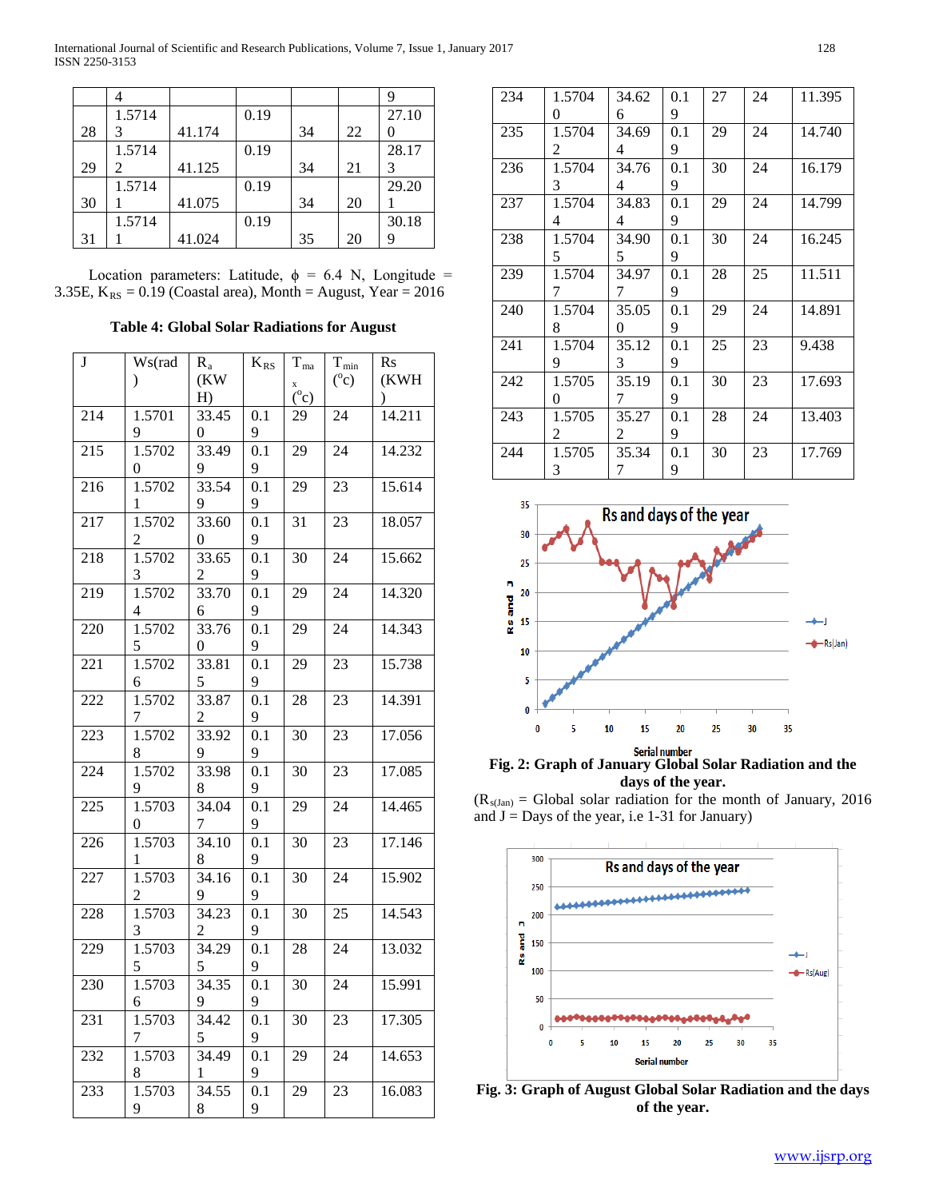| | 4 | | | | | 9 |
|---|---|---|---|---|---|---|
| 28 | 1.57143 | 41.174 | 0.19 | 34 | 22 | 27.100 |
| 29 | 1.57142 | 41.125 | 0.19 | 34 | 21 | 28.173 |
| 30 | 1.57141 | 41.075 | 0.19 | 34 | 20 | 29.201 |
| 31 | 1.57141 | 41.024 | 0.19 | 35 | 20 | 30.189 |

Location parameters: Latitude, $\phi$ = 6.4 N, Longitude = 3.35E, $K_{RS}$ = 0.19 (Coastal area), Month = August, Year = 2016

**Table 4: Global Solar Radiations for August**

| J | Ws(rad) | $R_a$ (KWH) | $K_{RS}$ | $T_{max}$ ($^oc$) | $T_{min}$ ($^oc$) | Rs (KWH) |
|---|---|---|---|---|---|---|
| 214 | 1.57019 | 33.450 | 0.19 | 29 | 24 | 14.211 |
| 215 | 1.57020 | 33.499 | 0.19 | 29 | 24 | 14.232 |
| 216 | 1.57021 | 33.549 | 0.19 | 29 | 23 | 15.614 |
| 217 | 1.57022 | 33.600 | 0.19 | 31 | 23 | 18.057 |
| 218 | 1.57023 | 33.652 | 0.19 | 30 | 24 | 15.662 |
| 219 | 1.57024 | 33.706 | 0.19 | 29 | 24 | 14.320 |
| 220 | 1.57025 | 33.760 | 0.19 | 29 | 24 | 14.343 |
| 221 | 1.57026 | 33.815 | 0.19 | 29 | 23 | 15.738 |
| 222 | 1.57027 | 33.872 | 0.19 | 28 | 23 | 14.391 |
| 223 | 1.57028 | 33.929 | 0.19 | 30 | 23 | 17.056 |
| 224 | 1.57029 | 33.988 | 0.19 | 30 | 23 | 17.085 |
| 225 | 1.57030 | 34.047 | 0.19 | 29 | 24 | 14.465 |
| 226 | 1.57031 | 34.108 | 0.19 | 30 | 23 | 17.146 |
| 227 | 1.57032 | 34.169 | 0.19 | 30 | 24 | 15.902 |
| 228 | 1.57033 | 34.232 | 0.19 | 30 | 25 | 14.543 |
| 229 | 1.57035 | 34.295 | 0.19 | 28 | 24 | 13.032 |
| 230 | 1.57036 | 34.359 | 0.19 | 30 | 24 | 15.991 |
| 231 | 1.57037 | 34.425 | 0.19 | 30 | 23 | 17.305 |
| 232 | 1.57038 | 34.491 | 0.19 | 29 | 24 | 14.653 |
| 233 | 1.57039 | 34.558 | 0.19 | 29 | 23 | 16.083 |
| 234 | 1.57040 | 34.626 | 0.19 | 27 | 24 | 11.395 |
| 235 | 1.57042 | 34.694 | 0.19 | 29 | 24 | 14.740 |
| 236 | 1.57043 | 34.764 | 0.19 | 30 | 24 | 16.179 |
| 237 | 1.57044 | 34.834 | 0.19 | 29 | 24 | 14.799 |
| 238 | 1.57045 | 34.905 | 0.19 | 30 | 24 | 16.245 |
| 239 | 1.57047 | 34.977 | 0.19 | 28 | 25 | 11.511 |
| 240 | 1.57048 | 35.050 | 0.19 | 29 | 24 | 14.891 |
| 241 | 1.57049 | 35.123 | 0.19 | 25 | 23 | 9.438 |
| 242 | 1.57050 | 35.197 | 0.19 | 30 | 23 | 17.693 |
| 243 | 1.57052 | 35.272 | 0.19 | 28 | 24 | 13.403 |
| 244 | 1.57053 | 35.347 | 0.19 | 30 | 23 | 17.769 |

**Fig. 2: Graph of January Global Solar Radiation and the days of the year.**

($R_{s(Jan)}$ = Global solar radiation for the month of January, 2016 and J = Days of the year, i.e 1-31 for January)

**Fig. 3: Graph of August Global Solar Radiation and the days of the year.**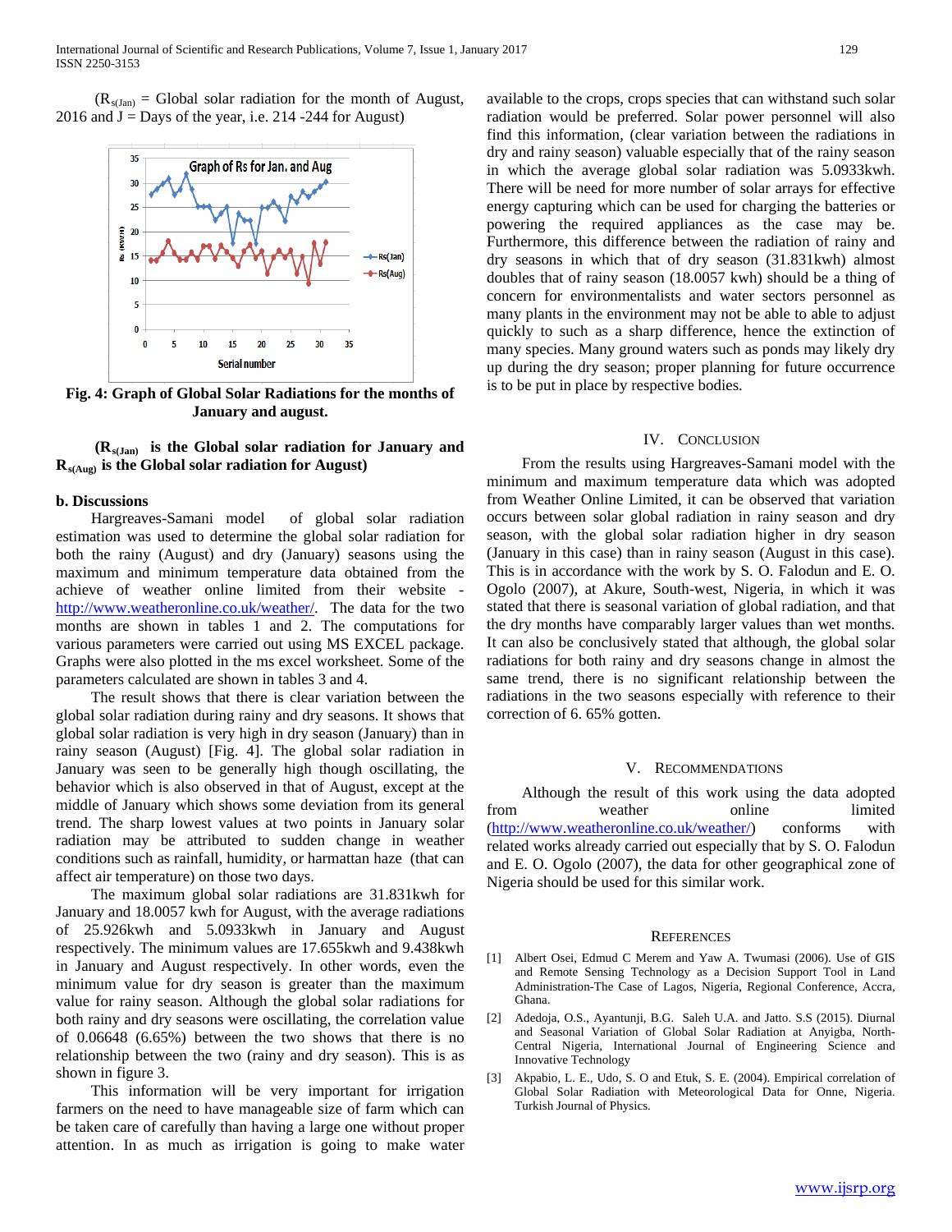($R_{s(Jan)}$ = Global solar radiation for the month of August, 2016 and J = Days of the year, i.e. 214 -244 for August)

**Fig. 4: Graph of Global Solar Radiations for the months of January and august.**

**($R_{s(Jan)}$ is the Global solar radiation for January and $R_{s(Aug)}$ is the Global solar radiation for August)**

### b. Discussions

Hargreaves-Samani model of global solar radiation estimation was used to determine the global solar radiation for both the rainy (August) and dry (January) seasons using the maximum and minimum temperature data obtained from the achieve of weather online limited from their website - http://www.weatheronline.co.uk/weather/. The data for the two months are shown in tables 1 and 2. The computations for various parameters were carried out using MS EXCEL package. Graphs were also plotted in the ms excel worksheet. Some of the parameters calculated are shown in tables 3 and 4.

The result shows that there is clear variation between the global solar radiation during rainy and dry seasons. It shows that global solar radiation is very high in dry season (January) than in rainy season (August) [Fig. 4]. The global solar radiation in January was seen to be generally high though oscillating, the behavior which is also observed in that of August, except at the middle of January which shows some deviation from its general trend. The sharp lowest values at two points in January solar radiation may be attributed to sudden change in weather conditions such as rainfall, humidity, or harmattan haze (that can affect air temperature) on those two days.

The maximum global solar radiations are 31.831kwh for January and 18.0057 kwh for August, with the average radiations of 25.926kwh and 5.0933kwh in January and August respectively. The minimum values are 17.655kwh and 9.438kwh in January and August respectively. In other words, even the minimum value for dry season is greater than the maximum value for rainy season. Although the global solar radiations for both rainy and dry seasons were oscillating, the correlation value of 0.06648 (6.65%) between the two shows that there is no relationship between the two (rainy and dry season). This is as shown in figure 3.

This information will be very important for irrigation farmers on the need to have manageable size of farm which can be taken care of carefully than having a large one without proper attention. In as much as irrigation is going to make water available to the crops, crops species that can withstand such solar radiation would be preferred. Solar power personnel will also find this information, (clear variation between the radiations in dry and rainy season) valuable especially that of the rainy season in which the average global solar radiation was 5.0933kwh. There will be need for more number of solar arrays for effective energy capturing which can be used for charging the batteries or powering the required appliances as the case may be. Furthermore, this difference between the radiation of rainy and dry seasons in which that of dry season (31.831kwh) almost doubles that of rainy season (18.0057 kwh) should be a thing of concern for environmentalists and water sectors personnel as many plants in the environment may not be able to able to adjust quickly to such as a sharp difference, hence the extinction of many species. Many ground waters such as ponds may likely dry up during the dry season; proper planning for future occurrence is to be put in place by respective bodies.

## IV. Conclusion

From the results using Hargreaves-Samani model with the minimum and maximum temperature data which was adopted from Weather Online Limited, it can be observed that variation occurs between solar global radiation in rainy season and dry season, with the global solar radiation higher in dry season (January in this case) than in rainy season (August in this case). This is in accordance with the work by S. O. Falodun and E. O. Ogolo (2007), at Akure, South-west, Nigeria, in which it was stated that there is seasonal variation of global radiation, and that the dry months have comparably larger values than wet months. It can also be conclusively stated that although, the global solar radiations for both rainy and dry seasons change in almost the same trend, there is no significant relationship between the radiations in the two seasons especially with reference to their correction of 6. 65% gotten.

## V. Recommendations

Although the result of this work using the data adopted from weather online limited (http://www.weatheronline.co.uk/weather/) conforms with related works already carried out especially that by S. O. Falodun and E. O. Ogolo (2007), the data for other geographical zone of Nigeria should be used for this similar work.

## References

[1] Albert Osei, Edmud C Merem and Yaw A. Twumasi (2006). Use of GIS and Remote Sensing Technology as a Decision Support Tool in Land Administration-The Case of Lagos, Nigeria, Regional Conference, Accra, Ghana.

[2] Adedoja, O.S., Ayantunji, B.G. Saleh U.A. and Jatto. S.S (2015). Diurnal and Seasonal Variation of Global Solar Radiation at Anyigba, North-Central Nigeria, International Journal of Engineering Science and Innovative Technology

[3] Akpabio, L. E., Udo, S. O and Etuk, S. E. (2004). Empirical correlation of Global Solar Radiation with Meteorological Data for Onne, Nigeria. Turkish Journal of Physics.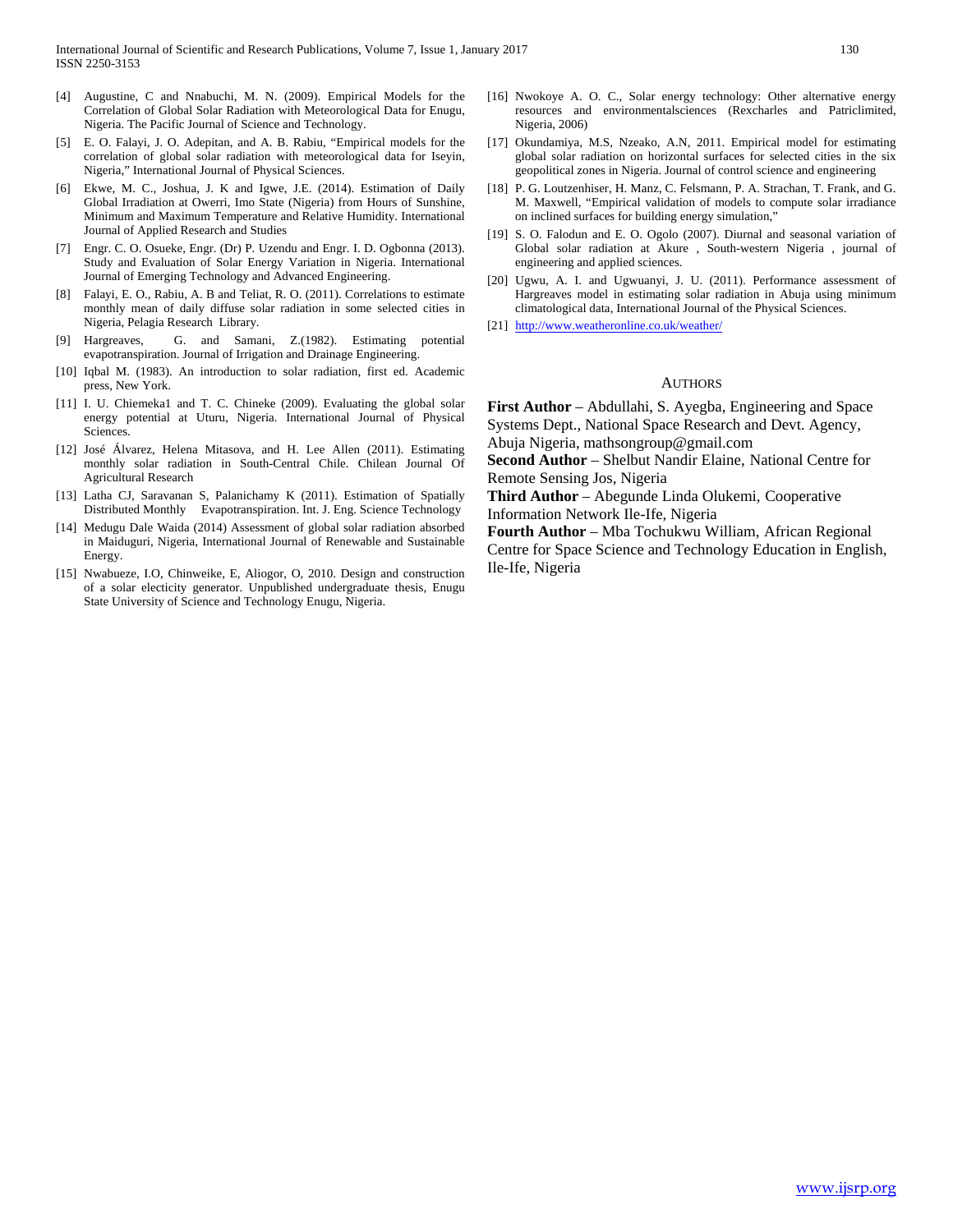[4] Augustine, C and Nnabuchi, M. N. (2009). Empirical Models for the Correlation of Global Solar Radiation with Meteorological Data for Enugu, Nigeria. The Pacific Journal of Science and Technology.

[5] E. O. Falayi, J. O. Adepitan, and A. B. Rabiu, "Empirical models for the correlation of global solar radiation with meteorological data for Iseyin, Nigeria," International Journal of Physical Sciences.

[6] Ekwe, M. C., Joshua, J. K and Igwe, J.E. (2014). Estimation of Daily Global Irradiation at Owerri, Imo State (Nigeria) from Hours of Sunshine, Minimum and Maximum Temperature and Relative Humidity. International Journal of Applied Research and Studies

[7] Engr. C. O. Osueke, Engr. (Dr) P. Uzendu and Engr. I. D. Ogbonna (2013). Study and Evaluation of Solar Energy Variation in Nigeria. International Journal of Emerging Technology and Advanced Engineering.

[8] Falayi, E. O., Rabiu, A. B and Teliat, R. O. (2011). Correlations to estimate monthly mean of daily diffuse solar radiation in some selected cities in Nigeria, Pelagia Research Library.

[9] Hargreaves, G. and Samani, Z.(1982). Estimating potential evapotranspiration. Journal of Irrigation and Drainage Engineering.

[10] Iqbal M. (1983). An introduction to solar radiation, first ed. Academic press, New York.

[11] I. U. Chiemeka1 and T. C. Chineke (2009). Evaluating the global solar energy potential at Uturu, Nigeria. International Journal of Physical Sciences.

[12] José Álvarez, Helena Mitasova, and H. Lee Allen (2011). Estimating monthly solar radiation in South-Central Chile. Chilean Journal Of Agricultural Research

[13] Latha CJ, Saravanan S, Palanichamy K (2011). Estimation of Spatially Distributed Monthly Evapotranspiration. Int. J. Eng. Science Technology

[14] Medugu Dale Waida (2014) Assessment of global solar radiation absorbed in Maiduguri, Nigeria, International Journal of Renewable and Sustainable Energy.

[15] Nwabueze, I.O, Chinweike, E, Aliogor, O, 2010. Design and construction of a solar electicity generator. Unpublished undergraduate thesis, Enugu State University of Science and Technology Enugu, Nigeria.

[16] Nwokoye A. O. C., Solar energy technology: Other alternative energy resources and environmentalsciences (Rexcharles and Patriclimited, Nigeria, 2006)

[17] Okundamiya, M.S, Nzeako, A.N, 2011. Empirical model for estimating global solar radiation on horizontal surfaces for selected cities in the six geopolitical zones in Nigeria. Journal of control science and engineering

[18] P. G. Loutzenhiser, H. Manz, C. Felsmann, P. A. Strachan, T. Frank, and G. M. Maxwell, "Empirical validation of models to compute solar irradiance on inclined surfaces for building energy simulation,"

[19] S. O. Falodun and E. O. Ogolo (2007). Diurnal and seasonal variation of Global solar radiation at Akure , South-western Nigeria , journal of engineering and applied sciences.

[20] Ugwu, A. I. and Ugwuanyi, J. U. (2011). Performance assessment of Hargreaves model in estimating solar radiation in Abuja using minimum climatological data, International Journal of the Physical Sciences.

[21] http://www.weatheronline.co.uk/weather/

## AUTHORS

**First Author** – Abdullahi, S. Ayegba, Engineering and Space Systems Dept., National Space Research and Devt. Agency, Abuja Nigeria, mathsongroup@gmail.com

**Second Author** – Shelbut Nandir Elaine, National Centre for Remote Sensing Jos, Nigeria

**Third Author** – Abegunde Linda Olukemi, Cooperative Information Network Ile-Ife, Nigeria

**Fourth Author** – Mba Tochukwu William, African Regional Centre for Space Science and Technology Education in English, Ile-Ife, Nigeria